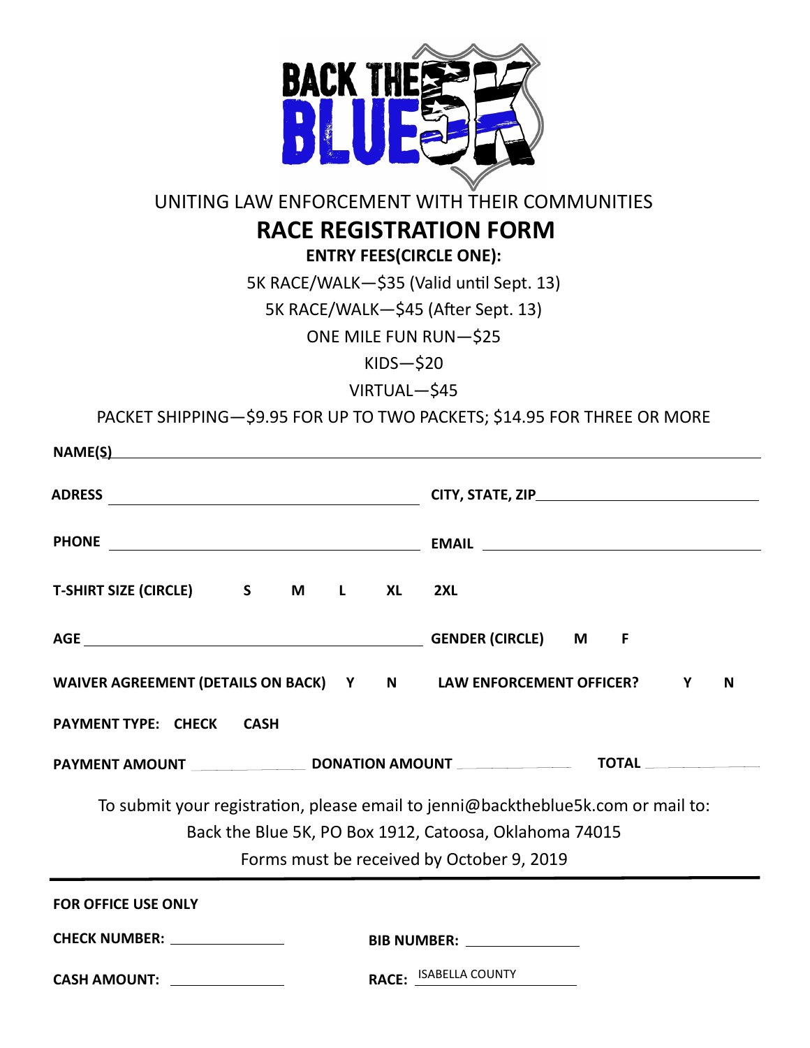# BACK THE BLUE 5K

UNITING LAW ENFORCEMENT WITH THEIR COMMUNITIES

## RACE REGISTRATION FORM

**ENTRY FEES(CIRCLE ONE):**

5K RACE/WALK—$35 (Valid until Sept. 13)

5K RACE/WALK—$45 (After Sept. 13)

ONE MILE FUN RUN—$25

KIDS—$20

VIRTUAL—$45

PACKET SHIPPING—$9.95 FOR UP TO TWO PACKETS; $14.95 FOR THREE OR MORE

**NAME(S)** ______________________________

**ADRESS** ______________________ **CITY, STATE, ZIP** ______________________

**PHONE** ______________________ **EMAIL** ______________________

**T-SHIRT SIZE (CIRCLE)** **S** **M** **L** **XL** **2XL**

**AGE** ______________________ **GENDER (CIRCLE)** **M** **F**

**WAIVER AGREEMENT (DETAILS ON BACK)** **Y** **N** **LAW ENFORCEMENT OFFICER?** **Y** **N**

**PAYMENT TYPE:** **CHECK** **CASH**

**PAYMENT AMOUNT** __________ **DONATION AMOUNT** __________ **TOTAL** __________

To submit your registration, please email to jenni@backtheblue5k.com or mail to:
Back the Blue 5K, PO Box 1912, Catoosa, Oklahoma 74015
Forms must be received by October 9, 2019

---

**FOR OFFICE USE ONLY**

**CHECK NUMBER:** __________ **BIB NUMBER:** __________

**CASH AMOUNT:** __________ **RACE:** ISABELLA COUNTY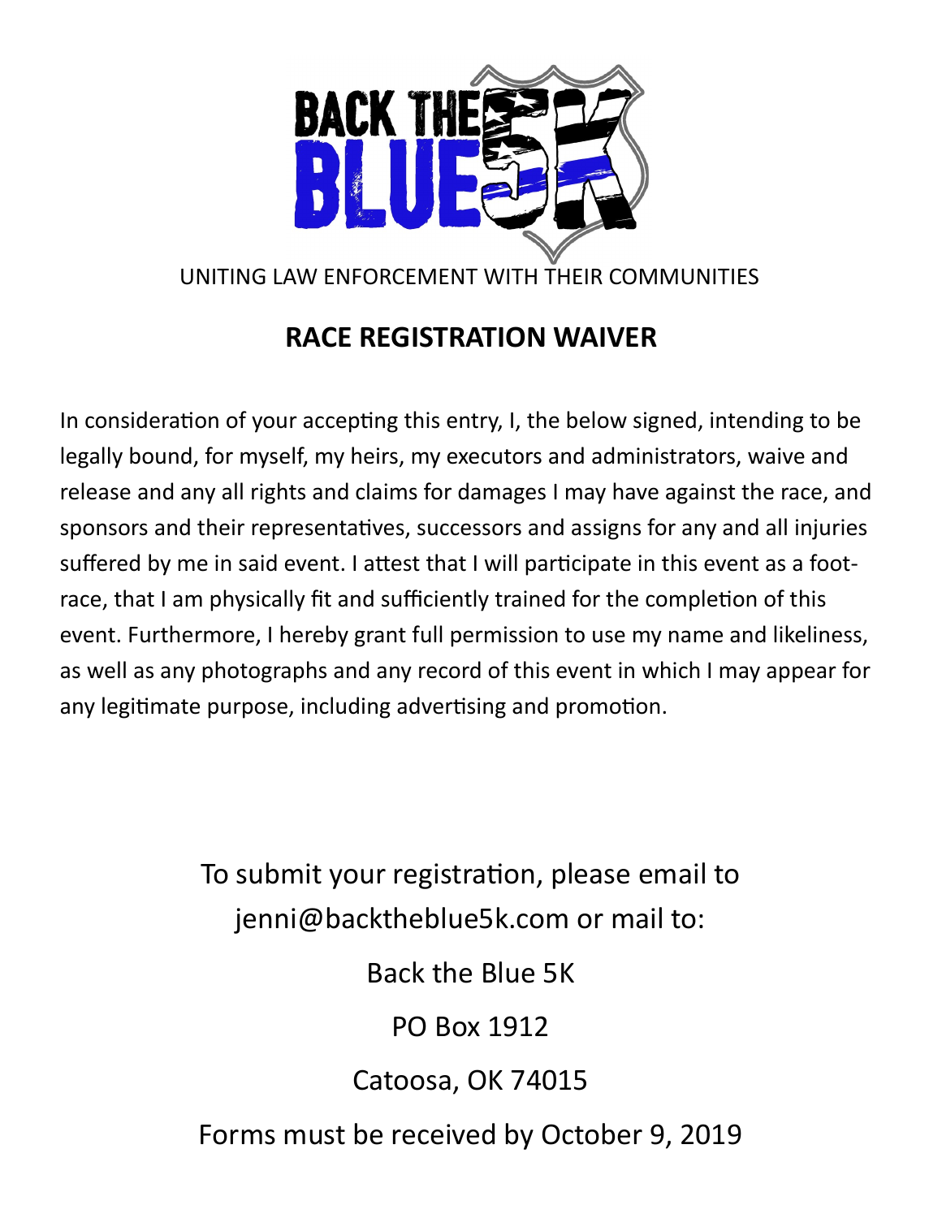BACK THE BLUE 5K

UNITING LAW ENFORCEMENT WITH THEIR COMMUNITIES

## RACE REGISTRATION WAIVER

In consideration of your accepting this entry, I, the below signed, intending to be legally bound, for myself, my heirs, my executors and administrators, waive and release and any all rights and claims for damages I may have against the race, and sponsors and their representatives, successors and assigns for any and all injuries suffered by me in said event. I attest that I will participate in this event as a foot-race, that I am physically fit and sufficiently trained for the completion of this event. Furthermore, I hereby grant full permission to use my name and likeliness, as well as any photographs and any record of this event in which I may appear for any legitimate purpose, including advertising and promotion.

To submit your registration, please email to jenni@backtheblue5k.com or mail to:

Back the Blue 5K

PO Box 1912

Catoosa, OK 74015

Forms must be received by October 9, 2019